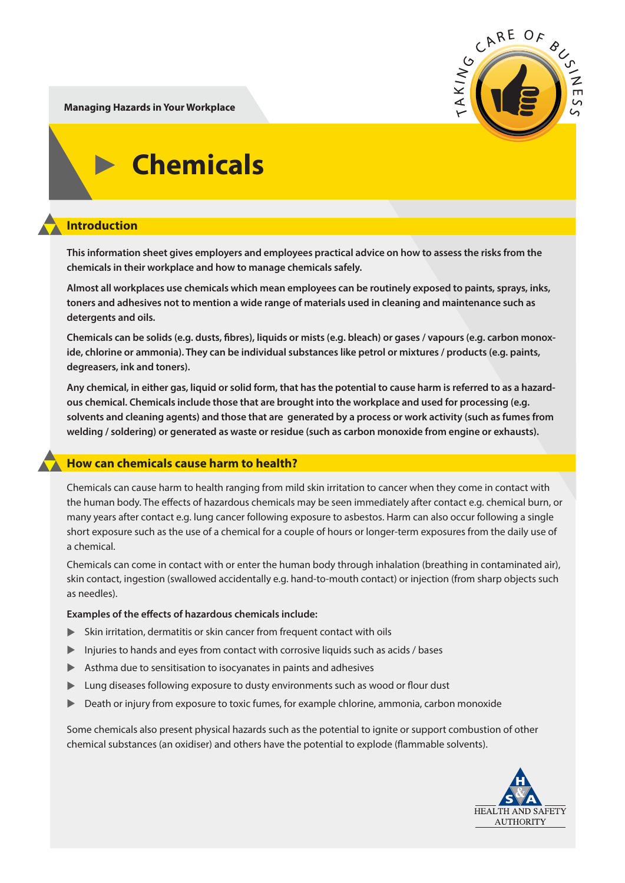Managing Hazards in Your Workplace

# Chemicals

## Introduction

**This information sheet gives employers and employees practical advice on how to assess the risks from the chemicals in their workplace and how to manage chemicals safely.**

**Almost all workplaces use chemicals which mean employees can be routinely exposed to paints, sprays, inks, toners and adhesives not to mention a wide range of materials used in cleaning and maintenance such as detergents and oils.**

**Chemicals can be solids (e.g. dusts, fibres), liquids or mists (e.g. bleach) or gases / vapours (e.g. carbon monoxide, chlorine or ammonia). They can be individual substances like petrol or mixtures / products (e.g. paints, degreasers, ink and toners).**

**Any chemical, in either gas, liquid or solid form, that has the potential to cause harm is referred to as a hazardous chemical. Chemicals include those that are brought into the workplace and used for processing (e.g. solvents and cleaning agents) and those that are generated by a process or work activity (such as fumes from welding / soldering) or generated as waste or residue (such as carbon monoxide from engine or exhausts).**

## How can chemicals cause harm to health?

Chemicals can cause harm to health ranging from mild skin irritation to cancer when they come in contact with the human body. The effects of hazardous chemicals may be seen immediately after contact e.g. chemical burn, or many years after contact e.g. lung cancer following exposure to asbestos. Harm can also occur following a single short exposure such as the use of a chemical for a couple of hours or longer-term exposures from the daily use of a chemical.

Chemicals can come in contact with or enter the human body through inhalation (breathing in contaminated air), skin contact, ingestion (swallowed accidentally e.g. hand-to-mouth contact) or injection (from sharp objects such as needles).

**Examples of the effects of hazardous chemicals include:**

- Skin irritation, dermatitis or skin cancer from frequent contact with oils
- Injuries to hands and eyes from contact with corrosive liquids such as acids / bases
- Asthma due to sensitisation to isocyanates in paints and adhesives
- Lung diseases following exposure to dusty environments such as wood or flour dust
- Death or injury from exposure to toxic fumes, for example chlorine, ammonia, carbon monoxide

Some chemicals also present physical hazards such as the potential to ignite or support combustion of other chemical substances (an oxidiser) and others have the potential to explode (flammable solvents).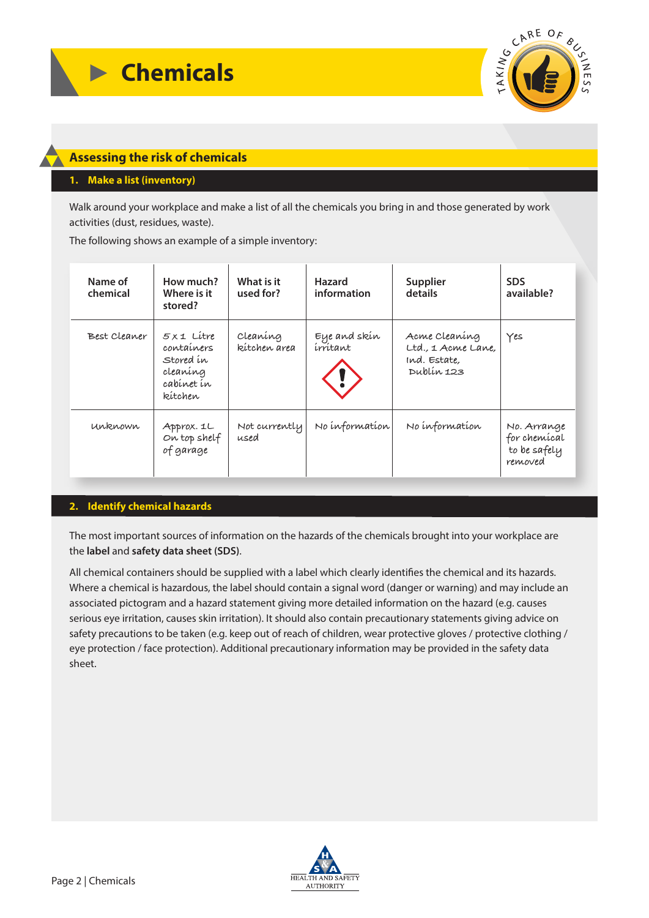# Chemicals

## Assessing the risk of chemicals

### 1. Make a list (inventory)

Walk around your workplace and make a list of all the chemicals you bring in and those generated by work activities (dust, residues, waste).

The following shows an example of a simple inventory:

| Name of chemical | How much? Where is it stored? | What is it used for? | Hazard information | Supplier details | SDS available? |
|---|---|---|---|---|---|
| Best Cleaner | 5 x 1 Litre containers Stored in cleaning cabinet in kitchen | Cleaning kitchen area | Eye and skin irritant | Acme Cleaning Ltd., 1 Acme Lane, Ind. Estate, Dublin 123 | Yes |
| Unknown | Approx. 1L On top shelf of garage | Not currently used | No information | No information | No. Arrange for chemical to be safely removed |

### 2. Identify chemical hazards

The most important sources of information on the hazards of the chemicals brought into your workplace are the **label** and **safety data sheet (SDS)**.

All chemical containers should be supplied with a label which clearly identifies the chemical and its hazards. Where a chemical is hazardous, the label should contain a signal word (danger or warning) and may include an associated pictogram and a hazard statement giving more detailed information on the hazard (e.g. causes serious eye irritation, causes skin irritation). It should also contain precautionary statements giving advice on safety precautions to be taken (e.g. keep out of reach of children, wear protective gloves / protective clothing / eye protection / face protection). Additional precautionary information may be provided in the safety data sheet.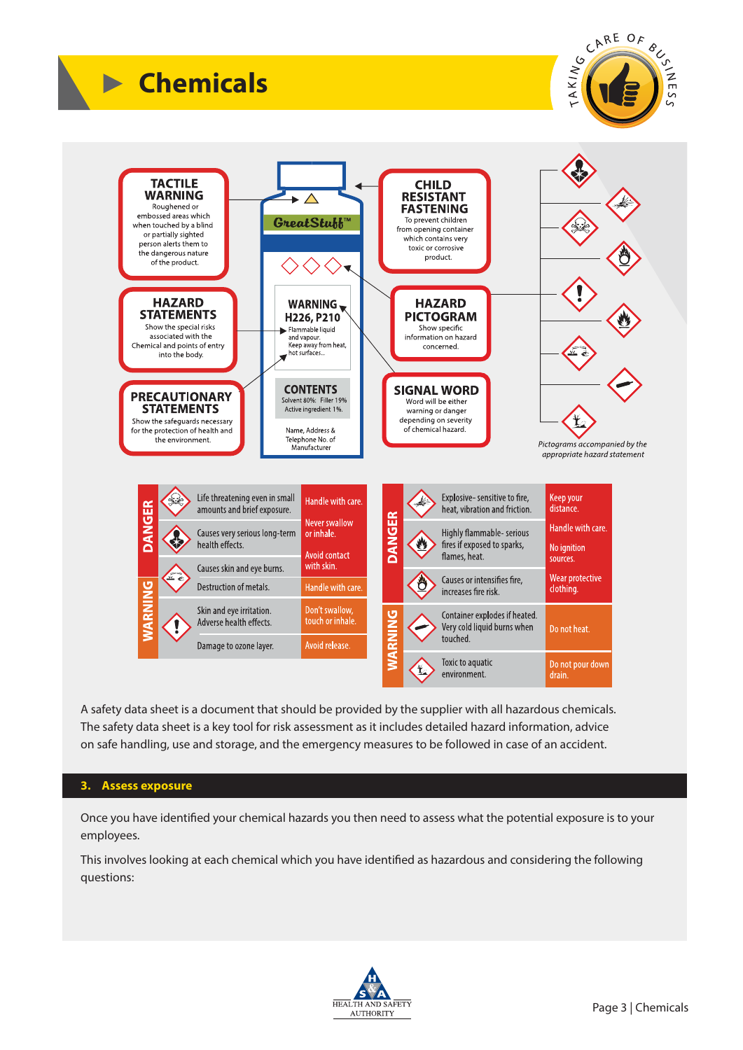# Chemicals

**TACTILE WARNING**
Roughened or embossed areas which when touched by a blind or partially sighted person alerts them to the dangerous nature of the product.

**HAZARD STATEMENTS**
Show the special risks associated with the Chemical and points of entry into the body.

**PRECAUTIONARY STATEMENTS**
Show the safeguards necessary for the protection of health and the environment.

GreatStuff™

**WARNING**
**H226, P210**
Flammable liquid and vapour.
Keep away from heat, hot surfaces...

**CONTENTS**
Solvent 80%: Filler 19%
Active ingredient 1%.

Name, Address & Telephone No. of Manufacturer

**CHILD RESISTANT FASTENING**
To prevent children from opening container which contains very toxic or corrosive product.

**HAZARD PICTOGRAM**
Show specific information on hazard concerned.

**SIGNAL WORD**
Word will be either warning or danger depending on severity of chemical hazard.

*Pictograms accompanied by the appropriate hazard statement*

| | Hazard | Precaution |
|---|---|---|
| DANGER | Life threatening even in small amounts and brief exposure. | Handle with care. |
| DANGER | Causes very serious long-term health effects. | Never swallow or inhale. |
| DANGER | Causes skin and eye burns. | Avoid contact with skin. |
| WARNING | Destruction of metals. | Handle with care. |
| WARNING | Skin and eye irritation. Adverse health effects. | Don't swallow, touch or inhale. |
| WARNING | Damage to ozone layer. | Avoid release. |

| | Hazard | Precaution |
|---|---|---|
| DANGER | Explosive- sensitive to fire, heat, vibration and friction. | Keep your distance. |
| DANGER | Highly flammable- serious fires if exposed to sparks, flames, heat. | Handle with care. No ignition sources. |
| DANGER | Causes or intensifies fire, increases fire risk. | Wear protective clothing. |
| WARNING | Container explodes if heated. Very cold liquid burns when touched. | Do not heat. |
| WARNING | Toxic to aquatic environment. | Do not pour down drain. |

A safety data sheet is a document that should be provided by the supplier with all hazardous chemicals. The safety data sheet is a key tool for risk assessment as it includes detailed hazard information, advice on safe handling, use and storage, and the emergency measures to be followed in case of an accident.

## 3. Assess exposure

Once you have identified your chemical hazards you then need to assess what the potential exposure is to your employees.

This involves looking at each chemical which you have identified as hazardous and considering the following questions: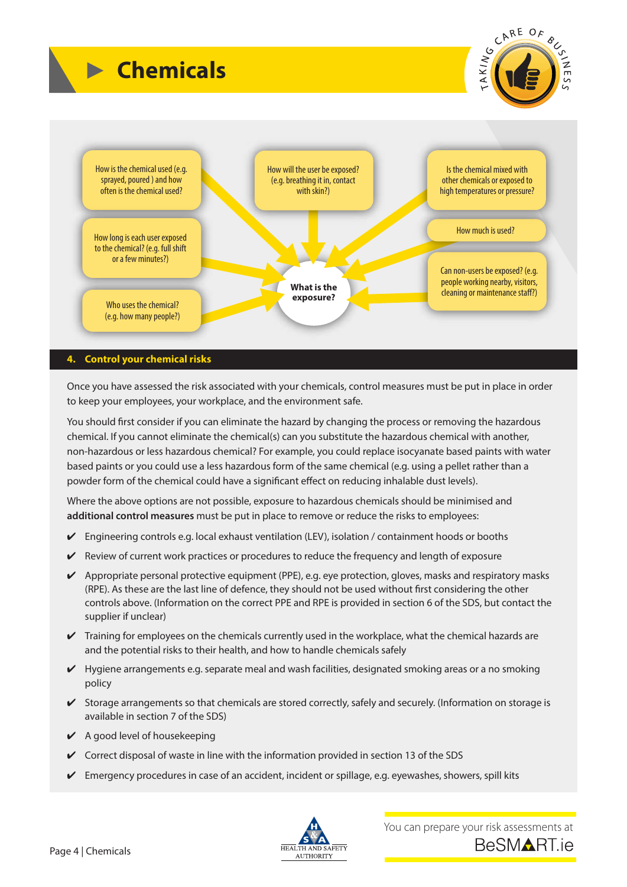# Chemicals

How is the chemical used (e.g. sprayed, poured ) and how often is the chemical used?

How will the user be exposed? (e.g. breathing it in, contact with skin?)

Is the chemical mixed with other chemicals or exposed to high temperatures or pressure?

How long is each user exposed to the chemical? (e.g. full shift or a few minutes?)

How much is used?

What is the exposure?

Can non-users be exposed? (e.g. people working nearby, visitors, cleaning or maintenance staff?)

Who uses the chemical? (e.g. how many people?)

## 4. Control your chemical risks

Once you have assessed the risk associated with your chemicals, control measures must be put in place in order to keep your employees, your workplace, and the environment safe.

You should first consider if you can eliminate the hazard by changing the process or removing the hazardous chemical. If you cannot eliminate the chemical(s) can you substitute the hazardous chemical with another, non-hazardous or less hazardous chemical? For example, you could replace isocyanate based paints with water based paints or you could use a less hazardous form of the same chemical (e.g. using a pellet rather than a powder form of the chemical could have a significant effect on reducing inhalable dust levels).

Where the above options are not possible, exposure to hazardous chemicals should be minimised and **additional control measures** must be put in place to remove or reduce the risks to employees:

- ✔ Engineering controls e.g. local exhaust ventilation (LEV), isolation / containment hoods or booths
- ✔ Review of current work practices or procedures to reduce the frequency and length of exposure
- ✔ Appropriate personal protective equipment (PPE), e.g. eye protection, gloves, masks and respiratory masks (RPE). As these are the last line of defence, they should not be used without first considering the other controls above. (Information on the correct PPE and RPE is provided in section 6 of the SDS, but contact the supplier if unclear)
- ✔ Training for employees on the chemicals currently used in the workplace, what the chemical hazards are and the potential risks to their health, and how to handle chemicals safely
- ✔ Hygiene arrangements e.g. separate meal and wash facilities, designated smoking areas or a no smoking policy
- ✔ Storage arrangements so that chemicals are stored correctly, safely and securely. (Information on storage is available in section 7 of the SDS)
- ✔ A good level of housekeeping
- ✔ Correct disposal of waste in line with the information provided in section 13 of the SDS
- ✔ Emergency procedures in case of an accident, incident or spillage, e.g. eyewashes, showers, spill kits

You can prepare your risk assessments at BeSMART.ie